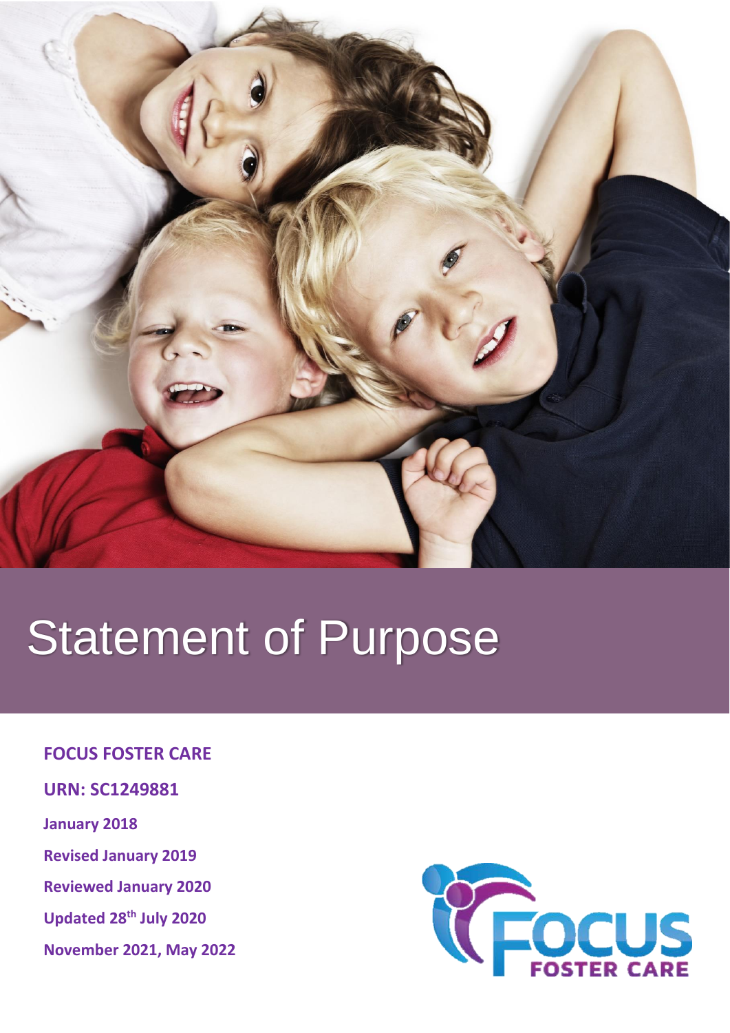# Statement of Purpose

**FOCUS FOSTER CARE**

**URN: SC1249881**

**January 2018**

**Revised January 2019**

**Reviewed January 2020**

**Updated 28th July 2020**

**November 2021, May 2022**

FOCUS FOSTER CARE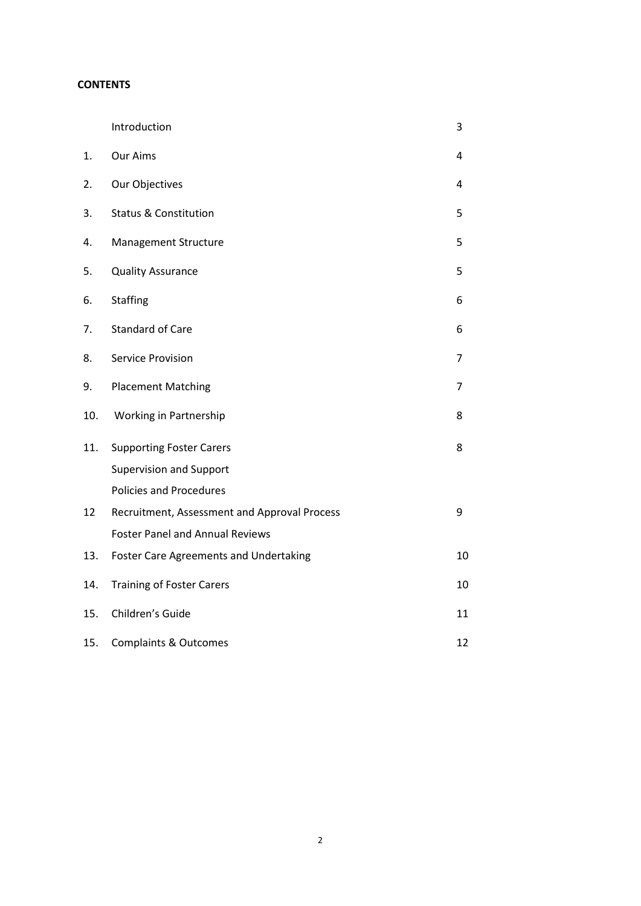**CONTENTS**

| | | |
|---|---|---|
| | Introduction | 3 |
| 1. | Our Aims | 4 |
| 2. | Our Objectives | 4 |
| 3. | Status & Constitution | 5 |
| 4. | Management Structure | 5 |
| 5. | Quality Assurance | 5 |
| 6. | Staffing | 6 |
| 7. | Standard of Care | 6 |
| 8. | Service Provision | 7 |
| 9. | Placement Matching | 7 |
| 10. | Working in Partnership | 8 |
| 11. | Supporting Foster Carers | 8 |
| | Supervision and Support | |
| | Policies and Procedures | |
| 12 | Recruitment, Assessment and Approval Process | 9 |
| | Foster Panel and Annual Reviews | |
| 13. | Foster Care Agreements and Undertaking | 10 |
| 14. | Training of Foster Carers | 10 |
| 15. | Children's Guide | 11 |
| 15. | Complaints & Outcomes | 12 |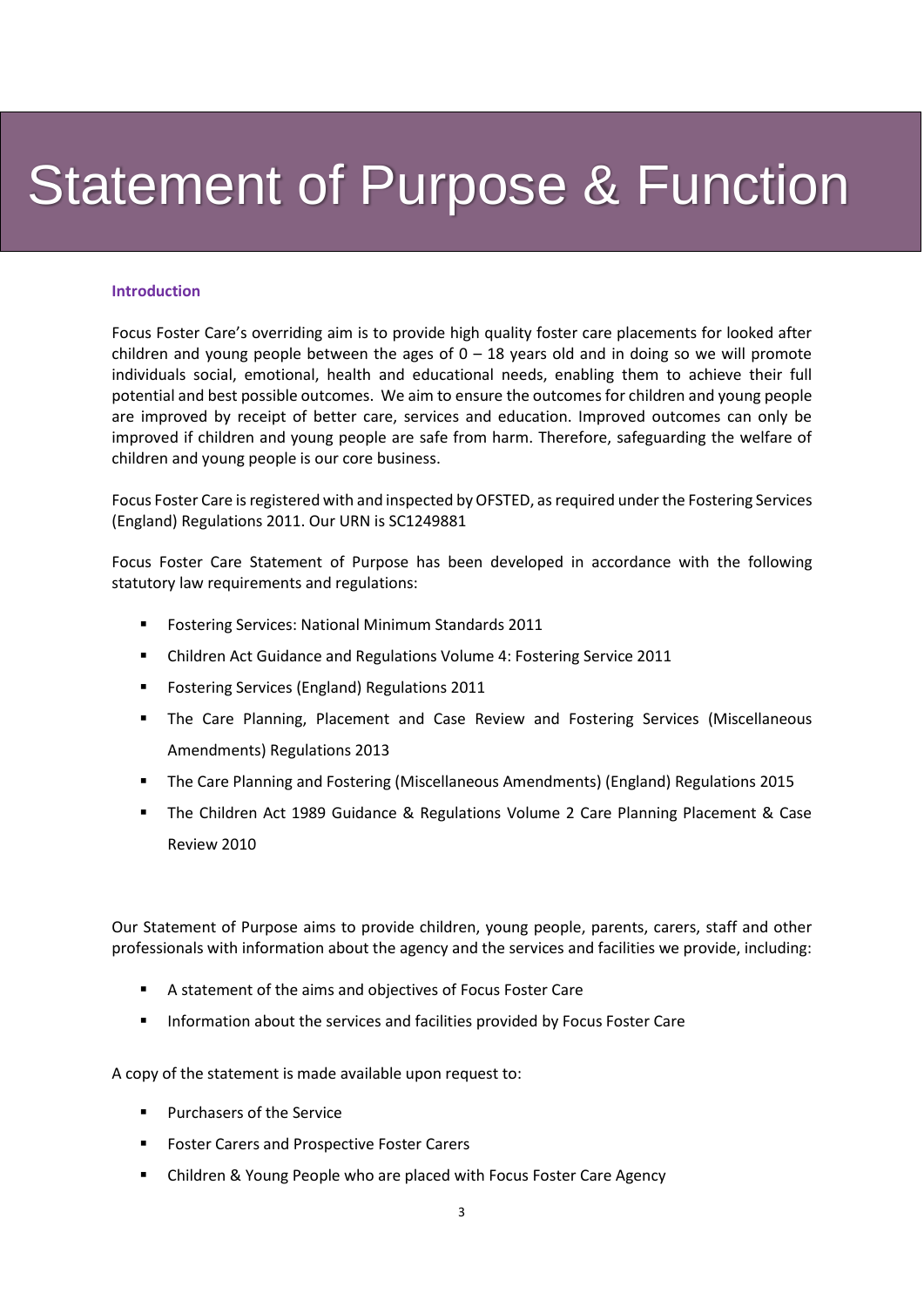# Statement of Purpose & Function

## Introduction

Focus Foster Care's overriding aim is to provide high quality foster care placements for looked after children and young people between the ages of 0 – 18 years old and in doing so we will promote individuals social, emotional, health and educational needs, enabling them to achieve their full potential and best possible outcomes. We aim to ensure the outcomes for children and young people are improved by receipt of better care, services and education. Improved outcomes can only be improved if children and young people are safe from harm. Therefore, safeguarding the welfare of children and young people is our core business.

Focus Foster Care is registered with and inspected by OFSTED, as required under the Fostering Services (England) Regulations 2011. Our URN is SC1249881

Focus Foster Care Statement of Purpose has been developed in accordance with the following statutory law requirements and regulations:

- Fostering Services: National Minimum Standards 2011
- Children Act Guidance and Regulations Volume 4: Fostering Service 2011
- Fostering Services (England) Regulations 2011
- The Care Planning, Placement and Case Review and Fostering Services (Miscellaneous Amendments) Regulations 2013
- The Care Planning and Fostering (Miscellaneous Amendments) (England) Regulations 2015
- The Children Act 1989 Guidance & Regulations Volume 2 Care Planning Placement & Case Review 2010

Our Statement of Purpose aims to provide children, young people, parents, carers, staff and other professionals with information about the agency and the services and facilities we provide, including:

- A statement of the aims and objectives of Focus Foster Care
- Information about the services and facilities provided by Focus Foster Care

A copy of the statement is made available upon request to:

- Purchasers of the Service
- Foster Carers and Prospective Foster Carers
- Children & Young People who are placed with Focus Foster Care Agency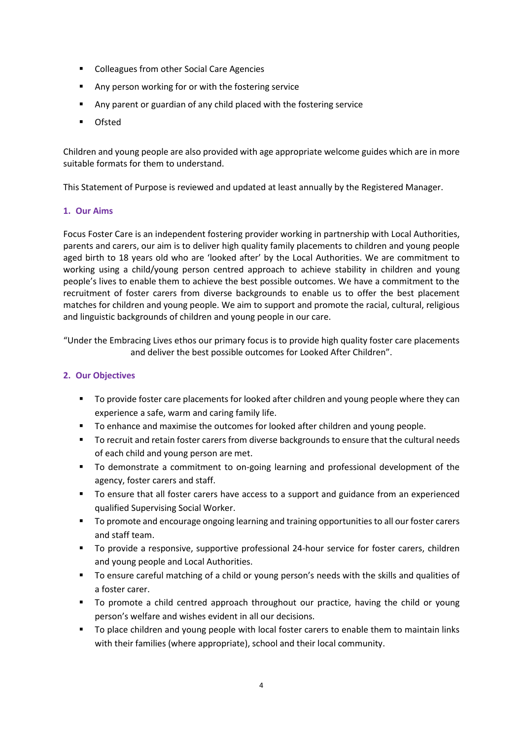- Colleagues from other Social Care Agencies
- Any person working for or with the fostering service
- Any parent or guardian of any child placed with the fostering service
- Ofsted

Children and young people are also provided with age appropriate welcome guides which are in more suitable formats for them to understand.

This Statement of Purpose is reviewed and updated at least annually by the Registered Manager.

## 1. Our Aims

Focus Foster Care is an independent fostering provider working in partnership with Local Authorities, parents and carers, our aim is to deliver high quality family placements to children and young people aged birth to 18 years old who are 'looked after' by the Local Authorities. We are commitment to working using a child/young person centred approach to achieve stability in children and young people's lives to enable them to achieve the best possible outcomes. We have a commitment to the recruitment of foster carers from diverse backgrounds to enable us to offer the best placement matches for children and young people. We aim to support and promote the racial, cultural, religious and linguistic backgrounds of children and young people in our care.

"Under the Embracing Lives ethos our primary focus is to provide high quality foster care placements and deliver the best possible outcomes for Looked After Children".

## 2. Our Objectives

- To provide foster care placements for looked after children and young people where they can experience a safe, warm and caring family life.
- To enhance and maximise the outcomes for looked after children and young people.
- To recruit and retain foster carers from diverse backgrounds to ensure that the cultural needs of each child and young person are met.
- To demonstrate a commitment to on-going learning and professional development of the agency, foster carers and staff.
- To ensure that all foster carers have access to a support and guidance from an experienced qualified Supervising Social Worker.
- To promote and encourage ongoing learning and training opportunities to all our foster carers and staff team.
- To provide a responsive, supportive professional 24-hour service for foster carers, children and young people and Local Authorities.
- To ensure careful matching of a child or young person's needs with the skills and qualities of a foster carer.
- To promote a child centred approach throughout our practice, having the child or young person's welfare and wishes evident in all our decisions.
- To place children and young people with local foster carers to enable them to maintain links with their families (where appropriate), school and their local community.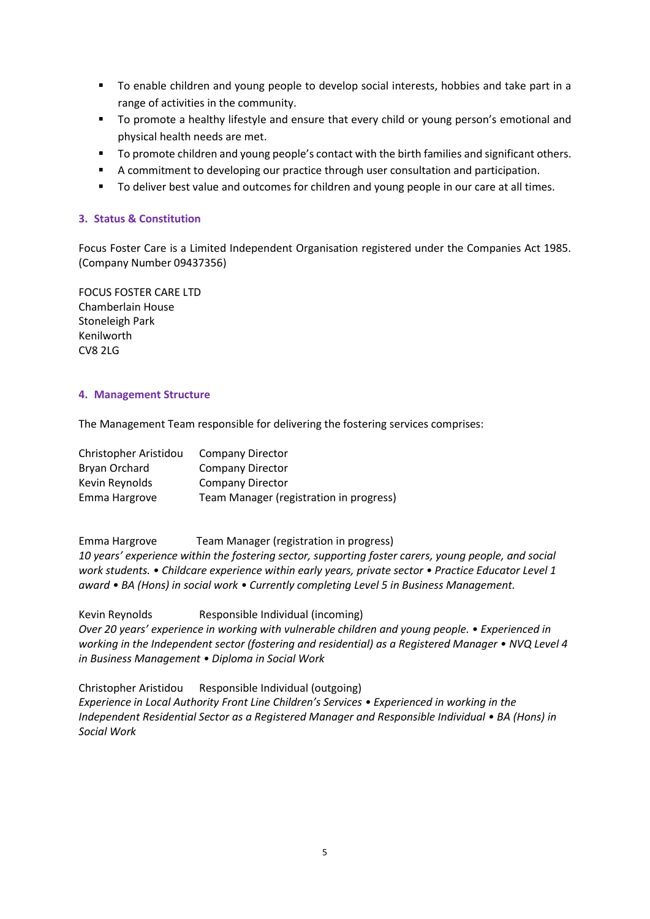- To enable children and young people to develop social interests, hobbies and take part in a range of activities in the community.
- To promote a healthy lifestyle and ensure that every child or young person's emotional and physical health needs are met.
- To promote children and young people's contact with the birth families and significant others.
- A commitment to developing our practice through user consultation and participation.
- To deliver best value and outcomes for children and young people in our care at all times.

## 3. Status & Constitution

Focus Foster Care is a Limited Independent Organisation registered under the Companies Act 1985. (Company Number 09437356)

FOCUS FOSTER CARE LTD
Chamberlain House
Stoneleigh Park
Kenilworth
CV8 2LG

## 4. Management Structure

The Management Team responsible for delivering the fostering services comprises:

| | |
|---|---|
| Christopher Aristidou | Company Director |
| Bryan Orchard | Company Director |
| Kevin Reynolds | Company Director |
| Emma Hargrove | Team Manager (registration in progress) |

Emma Hargrove Team Manager (registration in progress)
*10 years' experience within the fostering sector, supporting foster carers, young people, and social work students. • Childcare experience within early years, private sector • Practice Educator Level 1 award • BA (Hons) in social work • Currently completing Level 5 in Business Management.*

Kevin Reynolds Responsible Individual (incoming)
*Over 20 years' experience in working with vulnerable children and young people. • Experienced in working in the Independent sector (fostering and residential) as a Registered Manager • NVQ Level 4 in Business Management • Diploma in Social Work*

Christopher Aristidou Responsible Individual (outgoing)
*Experience in Local Authority Front Line Children's Services • Experienced in working in the Independent Residential Sector as a Registered Manager and Responsible Individual • BA (Hons) in Social Work*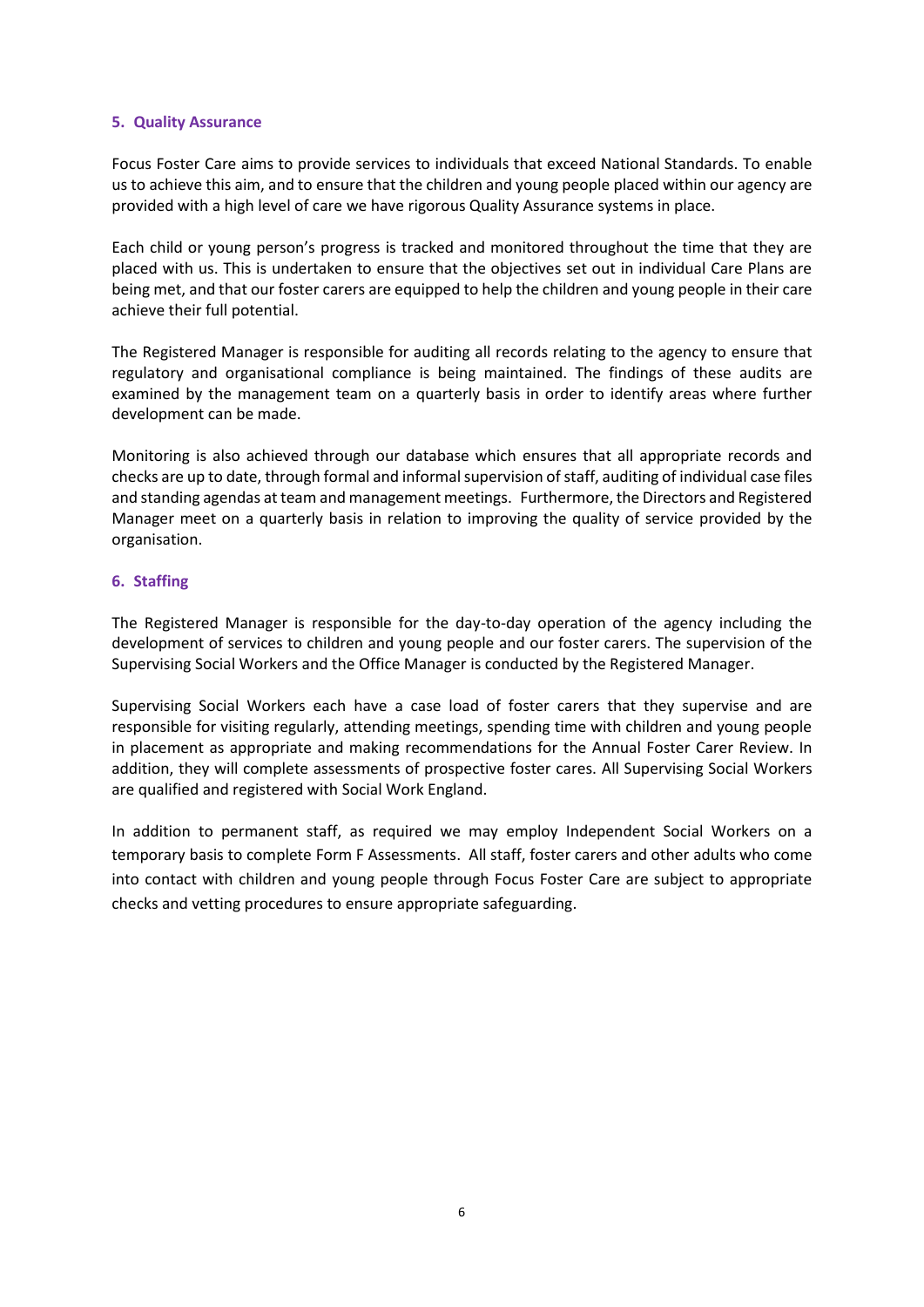## 5. Quality Assurance

Focus Foster Care aims to provide services to individuals that exceed National Standards. To enable us to achieve this aim, and to ensure that the children and young people placed within our agency are provided with a high level of care we have rigorous Quality Assurance systems in place.

Each child or young person's progress is tracked and monitored throughout the time that they are placed with us. This is undertaken to ensure that the objectives set out in individual Care Plans are being met, and that our foster carers are equipped to help the children and young people in their care achieve their full potential.

The Registered Manager is responsible for auditing all records relating to the agency to ensure that regulatory and organisational compliance is being maintained. The findings of these audits are examined by the management team on a quarterly basis in order to identify areas where further development can be made.

Monitoring is also achieved through our database which ensures that all appropriate records and checks are up to date, through formal and informal supervision of staff, auditing of individual case files and standing agendas at team and management meetings. Furthermore, the Directors and Registered Manager meet on a quarterly basis in relation to improving the quality of service provided by the organisation.

## 6. Staffing

The Registered Manager is responsible for the day-to-day operation of the agency including the development of services to children and young people and our foster carers. The supervision of the Supervising Social Workers and the Office Manager is conducted by the Registered Manager.

Supervising Social Workers each have a case load of foster carers that they supervise and are responsible for visiting regularly, attending meetings, spending time with children and young people in placement as appropriate and making recommendations for the Annual Foster Carer Review. In addition, they will complete assessments of prospective foster cares. All Supervising Social Workers are qualified and registered with Social Work England.

In addition to permanent staff, as required we may employ Independent Social Workers on a temporary basis to complete Form F Assessments. All staff, foster carers and other adults who come into contact with children and young people through Focus Foster Care are subject to appropriate checks and vetting procedures to ensure appropriate safeguarding.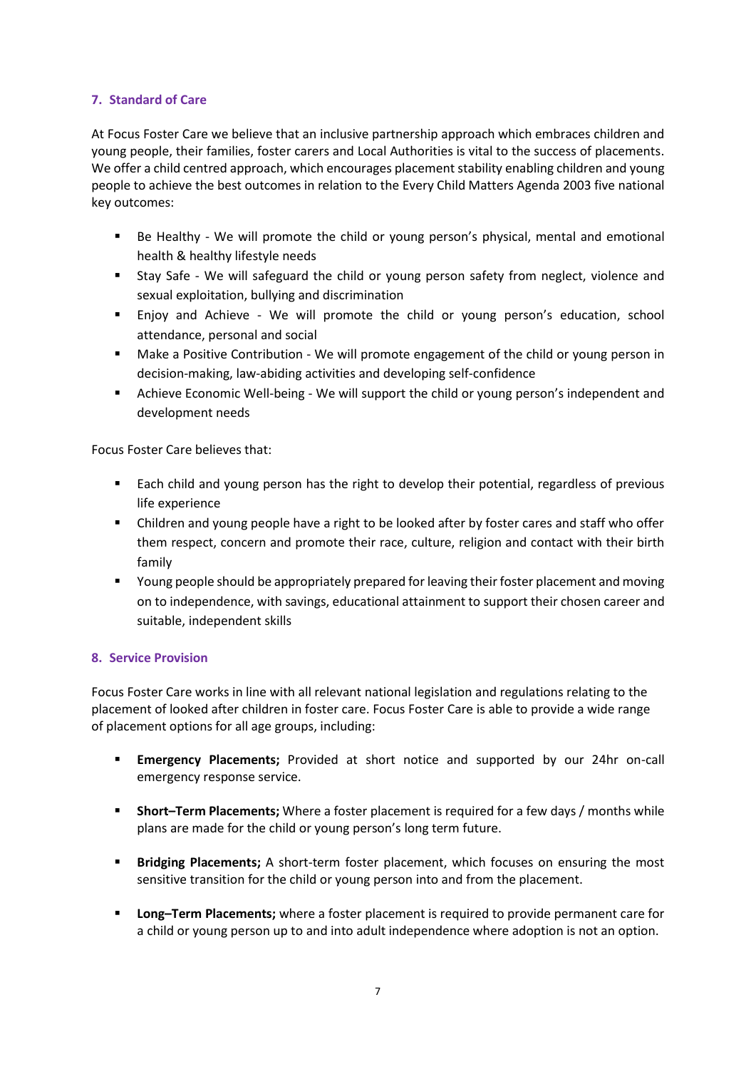## 7. Standard of Care

At Focus Foster Care we believe that an inclusive partnership approach which embraces children and young people, their families, foster carers and Local Authorities is vital to the success of placements. We offer a child centred approach, which encourages placement stability enabling children and young people to achieve the best outcomes in relation to the Every Child Matters Agenda 2003 five national key outcomes:

- Be Healthy - We will promote the child or young person's physical, mental and emotional health & healthy lifestyle needs
- Stay Safe - We will safeguard the child or young person safety from neglect, violence and sexual exploitation, bullying and discrimination
- Enjoy and Achieve - We will promote the child or young person's education, school attendance, personal and social
- Make a Positive Contribution - We will promote engagement of the child or young person in decision-making, law-abiding activities and developing self-confidence
- Achieve Economic Well-being - We will support the child or young person's independent and development needs

Focus Foster Care believes that:

- Each child and young person has the right to develop their potential, regardless of previous life experience
- Children and young people have a right to be looked after by foster cares and staff who offer them respect, concern and promote their race, culture, religion and contact with their birth family
- Young people should be appropriately prepared for leaving their foster placement and moving on to independence, with savings, educational attainment to support their chosen career and suitable, independent skills

## 8. Service Provision

Focus Foster Care works in line with all relevant national legislation and regulations relating to the placement of looked after children in foster care. Focus Foster Care is able to provide a wide range of placement options for all age groups, including:

- **Emergency Placements;** Provided at short notice and supported by our 24hr on-call emergency response service.
- **Short–Term Placements;** Where a foster placement is required for a few days / months while plans are made for the child or young person's long term future.
- **Bridging Placements;** A short-term foster placement, which focuses on ensuring the most sensitive transition for the child or young person into and from the placement.
- **Long–Term Placements;** where a foster placement is required to provide permanent care for a child or young person up to and into adult independence where adoption is not an option.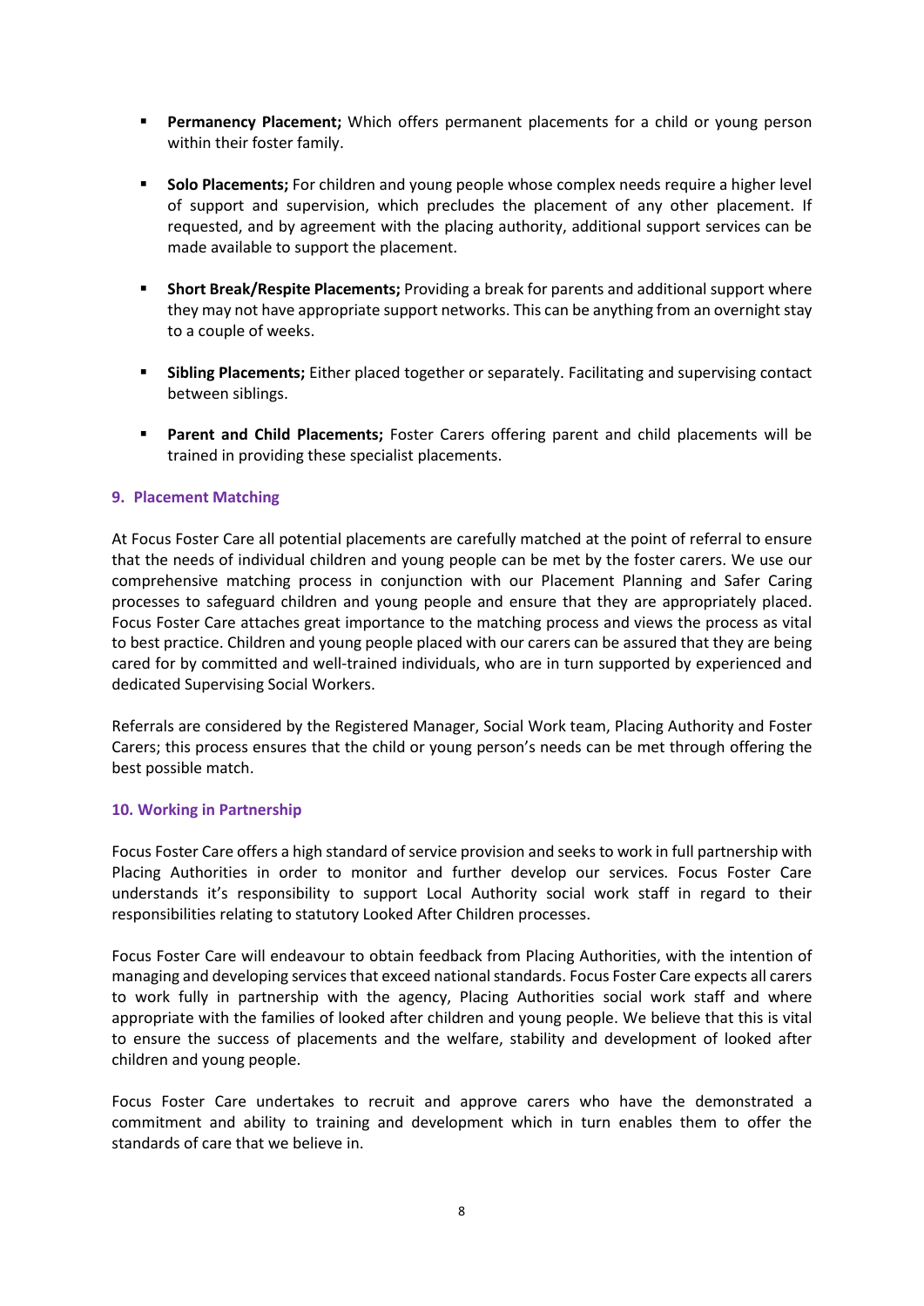- **Permanency Placement;** Which offers permanent placements for a child or young person within their foster family.

- **Solo Placements;** For children and young people whose complex needs require a higher level of support and supervision, which precludes the placement of any other placement. If requested, and by agreement with the placing authority, additional support services can be made available to support the placement.

- **Short Break/Respite Placements;** Providing a break for parents and additional support where they may not have appropriate support networks. This can be anything from an overnight stay to a couple of weeks.

- **Sibling Placements;** Either placed together or separately. Facilitating and supervising contact between siblings.

- **Parent and Child Placements;** Foster Carers offering parent and child placements will be trained in providing these specialist placements.

## 9. Placement Matching

At Focus Foster Care all potential placements are carefully matched at the point of referral to ensure that the needs of individual children and young people can be met by the foster carers. We use our comprehensive matching process in conjunction with our Placement Planning and Safer Caring processes to safeguard children and young people and ensure that they are appropriately placed. Focus Foster Care attaches great importance to the matching process and views the process as vital to best practice. Children and young people placed with our carers can be assured that they are being cared for by committed and well-trained individuals, who are in turn supported by experienced and dedicated Supervising Social Workers.

Referrals are considered by the Registered Manager, Social Work team, Placing Authority and Foster Carers; this process ensures that the child or young person's needs can be met through offering the best possible match.

## 10. Working in Partnership

Focus Foster Care offers a high standard of service provision and seeks to work in full partnership with Placing Authorities in order to monitor and further develop our services. Focus Foster Care understands it's responsibility to support Local Authority social work staff in regard to their responsibilities relating to statutory Looked After Children processes.

Focus Foster Care will endeavour to obtain feedback from Placing Authorities, with the intention of managing and developing services that exceed national standards. Focus Foster Care expects all carers to work fully in partnership with the agency, Placing Authorities social work staff and where appropriate with the families of looked after children and young people. We believe that this is vital to ensure the success of placements and the welfare, stability and development of looked after children and young people.

Focus Foster Care undertakes to recruit and approve carers who have the demonstrated a commitment and ability to training and development which in turn enables them to offer the standards of care that we believe in.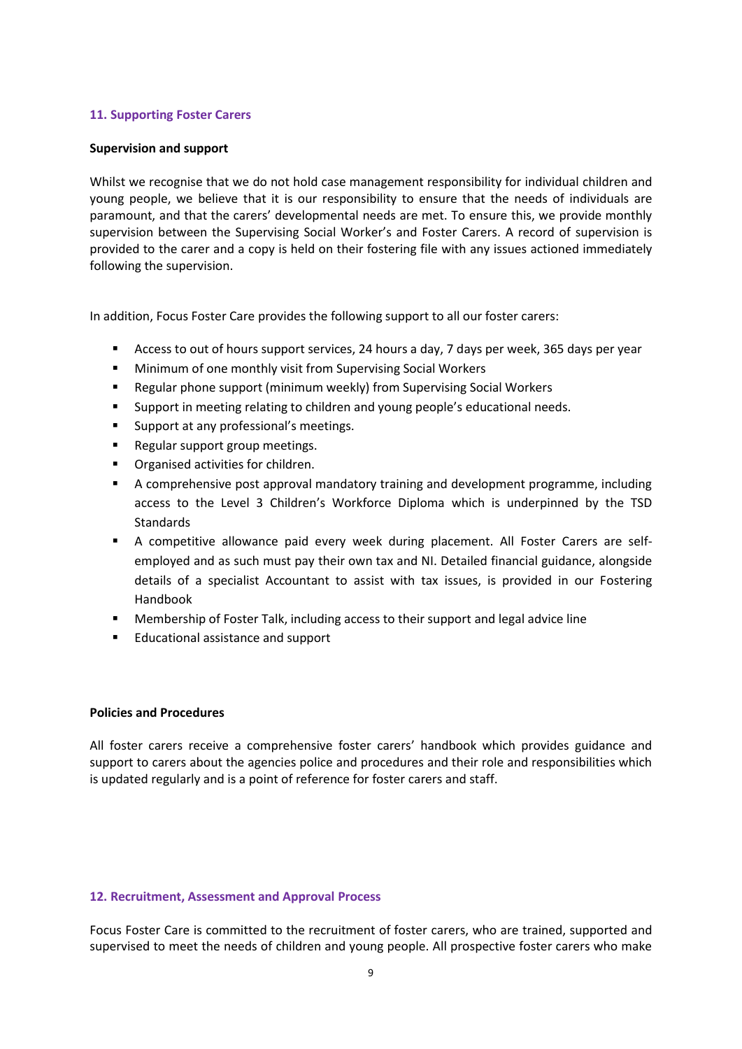## 11. Supporting Foster Carers

**Supervision and support**

Whilst we recognise that we do not hold case management responsibility for individual children and young people, we believe that it is our responsibility to ensure that the needs of individuals are paramount, and that the carers' developmental needs are met. To ensure this, we provide monthly supervision between the Supervising Social Worker's and Foster Carers. A record of supervision is provided to the carer and a copy is held on their fostering file with any issues actioned immediately following the supervision.

In addition, Focus Foster Care provides the following support to all our foster carers:

- Access to out of hours support services, 24 hours a day, 7 days per week, 365 days per year
- Minimum of one monthly visit from Supervising Social Workers
- Regular phone support (minimum weekly) from Supervising Social Workers
- Support in meeting relating to children and young people's educational needs.
- Support at any professional's meetings.
- Regular support group meetings.
- Organised activities for children.
- A comprehensive post approval mandatory training and development programme, including access to the Level 3 Children's Workforce Diploma which is underpinned by the TSD Standards
- A competitive allowance paid every week during placement. All Foster Carers are self-employed and as such must pay their own tax and NI. Detailed financial guidance, alongside details of a specialist Accountant to assist with tax issues, is provided in our Fostering Handbook
- Membership of Foster Talk, including access to their support and legal advice line
- Educational assistance and support

**Policies and Procedures**

All foster carers receive a comprehensive foster carers' handbook which provides guidance and support to carers about the agencies police and procedures and their role and responsibilities which is updated regularly and is a point of reference for foster carers and staff.

## 12. Recruitment, Assessment and Approval Process

Focus Foster Care is committed to the recruitment of foster carers, who are trained, supported and supervised to meet the needs of children and young people. All prospective foster carers who make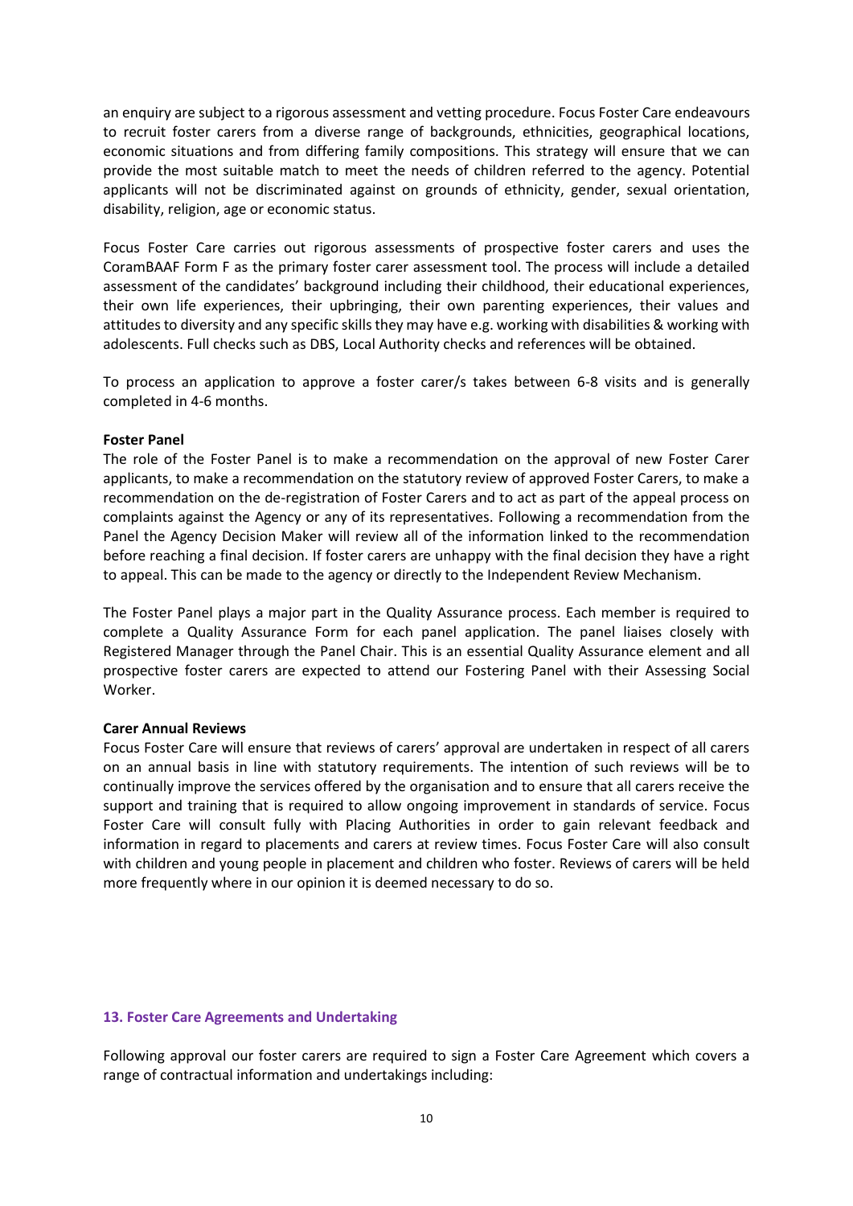an enquiry are subject to a rigorous assessment and vetting procedure. Focus Foster Care endeavours to recruit foster carers from a diverse range of backgrounds, ethnicities, geographical locations, economic situations and from differing family compositions. This strategy will ensure that we can provide the most suitable match to meet the needs of children referred to the agency. Potential applicants will not be discriminated against on grounds of ethnicity, gender, sexual orientation, disability, religion, age or economic status.

Focus Foster Care carries out rigorous assessments of prospective foster carers and uses the CoramBAAF Form F as the primary foster carer assessment tool. The process will include a detailed assessment of the candidates' background including their childhood, their educational experiences, their own life experiences, their upbringing, their own parenting experiences, their values and attitudes to diversity and any specific skills they may have e.g. working with disabilities & working with adolescents. Full checks such as DBS, Local Authority checks and references will be obtained.

To process an application to approve a foster carer/s takes between 6-8 visits and is generally completed in 4-6 months.

**Foster Panel**

The role of the Foster Panel is to make a recommendation on the approval of new Foster Carer applicants, to make a recommendation on the statutory review of approved Foster Carers, to make a recommendation on the de-registration of Foster Carers and to act as part of the appeal process on complaints against the Agency or any of its representatives. Following a recommendation from the Panel the Agency Decision Maker will review all of the information linked to the recommendation before reaching a final decision. If foster carers are unhappy with the final decision they have a right to appeal. This can be made to the agency or directly to the Independent Review Mechanism.

The Foster Panel plays a major part in the Quality Assurance process. Each member is required to complete a Quality Assurance Form for each panel application. The panel liaises closely with Registered Manager through the Panel Chair. This is an essential Quality Assurance element and all prospective foster carers are expected to attend our Fostering Panel with their Assessing Social Worker.

**Carer Annual Reviews**

Focus Foster Care will ensure that reviews of carers' approval are undertaken in respect of all carers on an annual basis in line with statutory requirements. The intention of such reviews will be to continually improve the services offered by the organisation and to ensure that all carers receive the support and training that is required to allow ongoing improvement in standards of service. Focus Foster Care will consult fully with Placing Authorities in order to gain relevant feedback and information in regard to placements and carers at review times. Focus Foster Care will also consult with children and young people in placement and children who foster. Reviews of carers will be held more frequently where in our opinion it is deemed necessary to do so.

## 13. Foster Care Agreements and Undertaking

Following approval our foster carers are required to sign a Foster Care Agreement which covers a range of contractual information and undertakings including: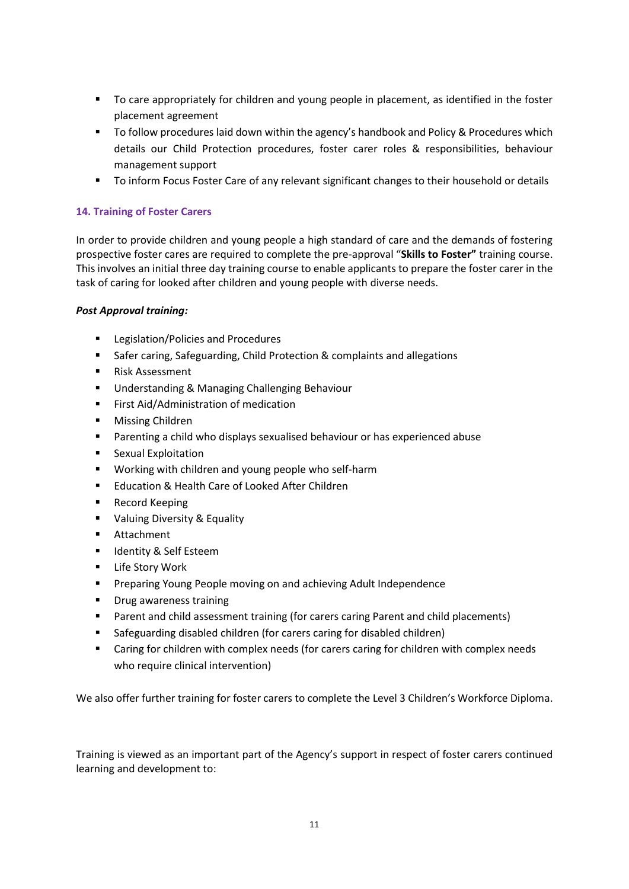- To care appropriately for children and young people in placement, as identified in the foster placement agreement
- To follow procedures laid down within the agency's handbook and Policy & Procedures which details our Child Protection procedures, foster carer roles & responsibilities, behaviour management support
- To inform Focus Foster Care of any relevant significant changes to their household or details

### 14. Training of Foster Carers

In order to provide children and young people a high standard of care and the demands of fostering prospective foster cares are required to complete the pre-approval "**Skills to Foster"** training course. This involves an initial three day training course to enable applicants to prepare the foster carer in the task of caring for looked after children and young people with diverse needs.

***Post Approval training:***

- Legislation/Policies and Procedures
- Safer caring, Safeguarding, Child Protection & complaints and allegations
- Risk Assessment
- Understanding & Managing Challenging Behaviour
- First Aid/Administration of medication
- Missing Children
- Parenting a child who displays sexualised behaviour or has experienced abuse
- Sexual Exploitation
- Working with children and young people who self-harm
- Education & Health Care of Looked After Children
- Record Keeping
- Valuing Diversity & Equality
- Attachment
- Identity & Self Esteem
- Life Story Work
- Preparing Young People moving on and achieving Adult Independence
- Drug awareness training
- Parent and child assessment training (for carers caring Parent and child placements)
- Safeguarding disabled children (for carers caring for disabled children)
- Caring for children with complex needs (for carers caring for children with complex needs who require clinical intervention)

We also offer further training for foster carers to complete the Level 3 Children's Workforce Diploma.

Training is viewed as an important part of the Agency's support in respect of foster carers continued learning and development to: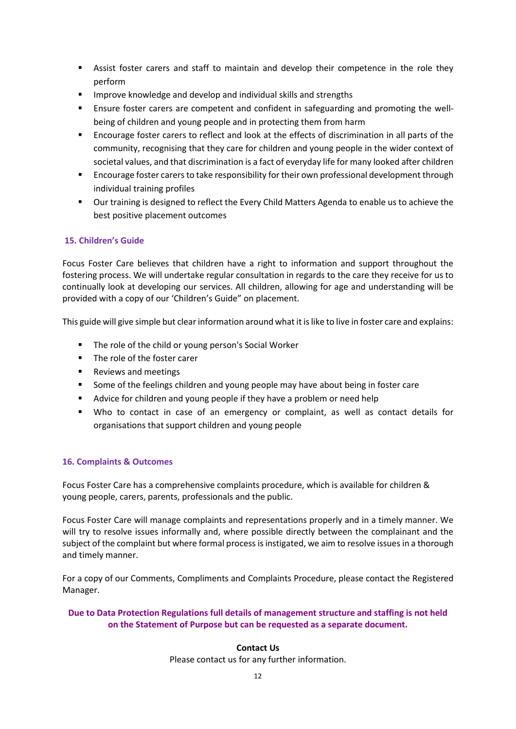- Assist foster carers and staff to maintain and develop their competence in the role they perform
- Improve knowledge and develop and individual skills and strengths
- Ensure foster carers are competent and confident in safeguarding and promoting the well-being of children and young people and in protecting them from harm
- Encourage foster carers to reflect and look at the effects of discrimination in all parts of the community, recognising that they care for children and young people in the wider context of societal values, and that discrimination is a fact of everyday life for many looked after children
- Encourage foster carers to take responsibility for their own professional development through individual training profiles
- Our training is designed to reflect the Every Child Matters Agenda to enable us to achieve the best positive placement outcomes

## 15. Children's Guide

Focus Foster Care believes that children have a right to information and support throughout the fostering process. We will undertake regular consultation in regards to the care they receive for us to continually look at developing our services. All children, allowing for age and understanding will be provided with a copy of our 'Children's Guide" on placement.

This guide will give simple but clear information around what it is like to live in foster care and explains:

- The role of the child or young person's Social Worker
- The role of the foster carer
- Reviews and meetings
- Some of the feelings children and young people may have about being in foster care
- Advice for children and young people if they have a problem or need help
- Who to contact in case of an emergency or complaint, as well as contact details for organisations that support children and young people

## 16. Complaints & Outcomes

Focus Foster Care has a comprehensive complaints procedure, which is available for children & young people, carers, parents, professionals and the public.

Focus Foster Care will manage complaints and representations properly and in a timely manner. We will try to resolve issues informally and, where possible directly between the complainant and the subject of the complaint but where formal process is instigated, we aim to resolve issues in a thorough and timely manner.

For a copy of our Comments, Compliments and Complaints Procedure, please contact the Registered Manager.

**Due to Data Protection Regulations full details of management structure and staffing is not held on the Statement of Purpose but can be requested as a separate document.**

**Contact Us**

Please contact us for any further information.